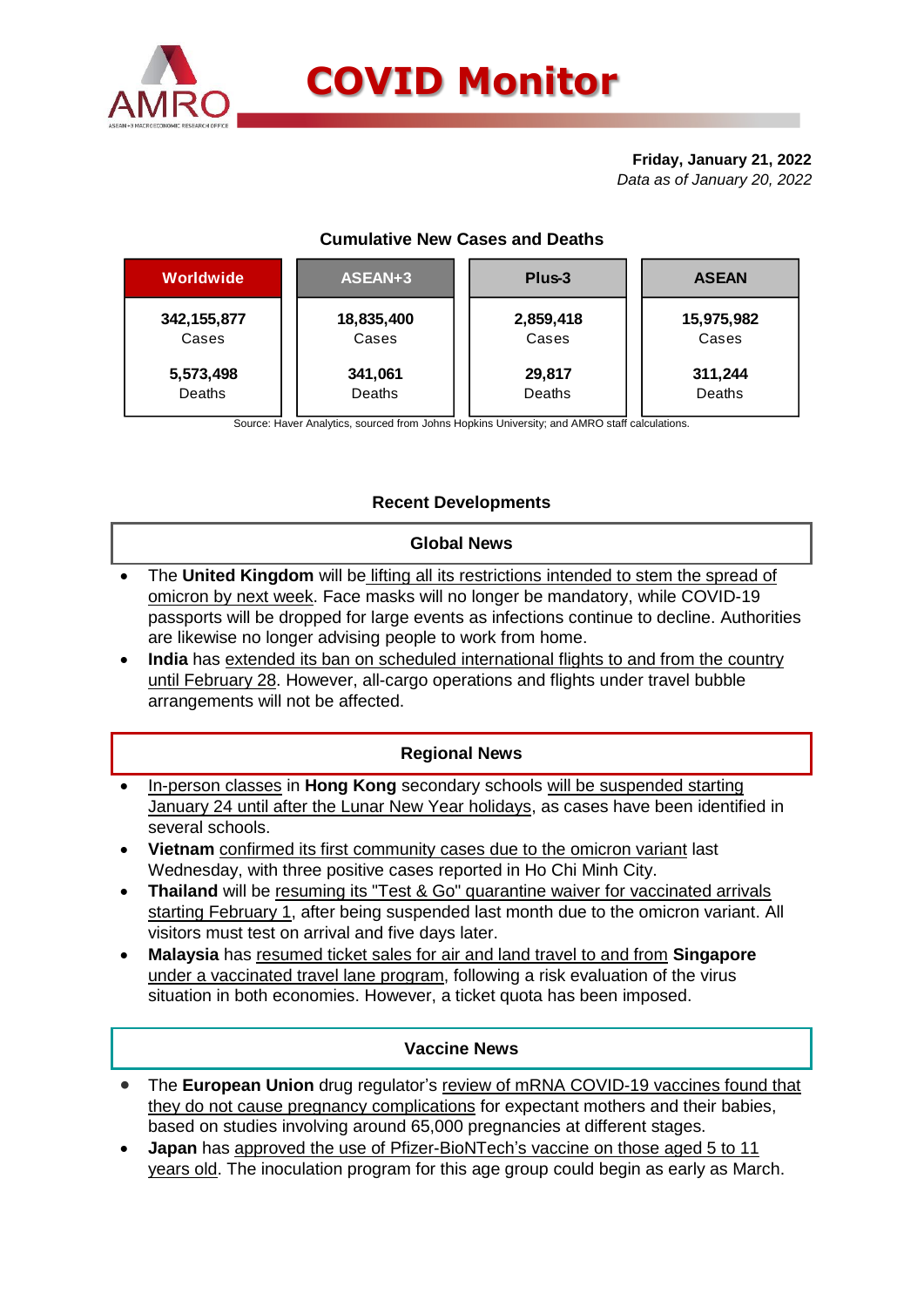# COVID Monitor

**Friday, January 21, 2022**
*Data as of January 20, 2022*

### Cumulative New Cases and Deaths

| Worldwide | ASEAN+3 | Plus-3 | ASEAN |
|---|---|---|---|
| **342,155,877** Cases | **18,835,400** Cases | **2,859,418** Cases | **15,975,982** Cases |
| **5,573,498** Deaths | **341,061** Deaths | **29,817** Deaths | **311,244** Deaths |

Source: Haver Analytics, sourced from Johns Hopkins University; and AMRO staff calculations.

## Recent Developments

### Global News

- The **United Kingdom** will be lifting all its restrictions intended to stem the spread of omicron by next week. Face masks will no longer be mandatory, while COVID-19 passports will be dropped for large events as infections continue to decline. Authorities are likewise no longer advising people to work from home.
- **India** has extended its ban on scheduled international flights to and from the country until February 28. However, all-cargo operations and flights under travel bubble arrangements will not be affected.

### Regional News

- In-person classes in **Hong Kong** secondary schools will be suspended starting January 24 until after the Lunar New Year holidays, as cases have been identified in several schools.
- **Vietnam** confirmed its first community cases due to the omicron variant last Wednesday, with three positive cases reported in Ho Chi Minh City.
- **Thailand** will be resuming its "Test & Go" quarantine waiver for vaccinated arrivals starting February 1, after being suspended last month due to the omicron variant. All visitors must test on arrival and five days later.
- **Malaysia** has resumed ticket sales for air and land travel to and from **Singapore** under a vaccinated travel lane program, following a risk evaluation of the virus situation in both economies. However, a ticket quota has been imposed.

### Vaccine News

- The **European Union** drug regulator's review of mRNA COVID-19 vaccines found that they do not cause pregnancy complications for expectant mothers and their babies, based on studies involving around 65,000 pregnancies at different stages.
- **Japan** has approved the use of Pfizer-BioNTech's vaccine on those aged 5 to 11 years old. The inoculation program for this age group could begin as early as March.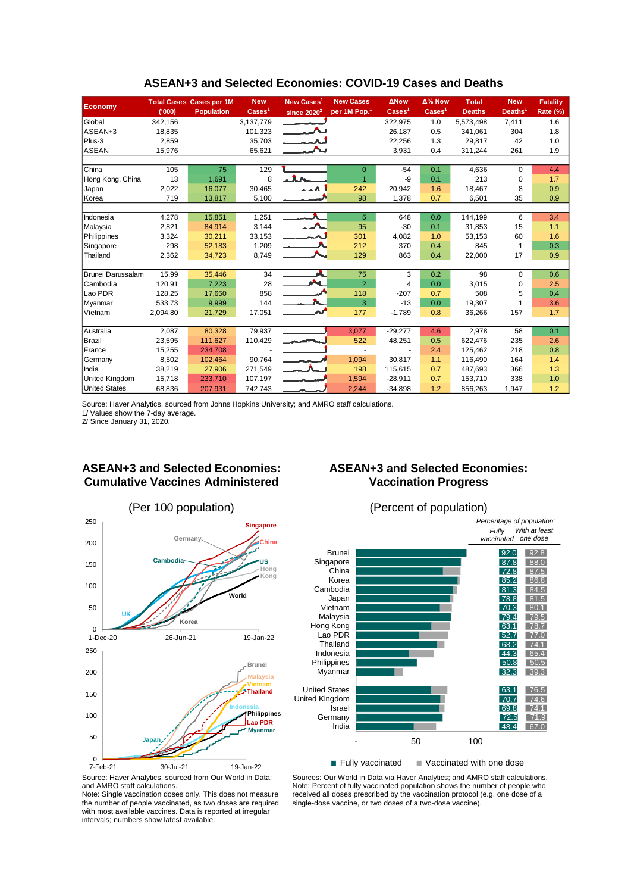## ASEAN+3 and Selected Economies: COVID-19 Cases and Deaths

| Economy | Total Cases ('000) | Cases per 1M Population | New Cases[1] | New Cases[1] since 2020[2] | New Cases per 1M Pop.[1] | ΔNew Cases[1] | Δ% New Cases[1] | Total Deaths | New Deaths[1] | Fatality Rate (%) |
|---|---|---|---|---|---|---|---|---|---|---|
| Global | 342,156 | | 3,137,779 | | | 322,975 | 1.0 | 5,573,498 | 7,411 | 1.6 |
| ASEAN+3 | 18,835 | | 101,323 | | | 26,187 | 0.5 | 341,061 | 304 | 1.8 |
| Plus-3 | 2,859 | | 35,703 | | | 22,256 | 1.3 | 29,817 | 42 | 1.0 |
| ASEAN | 15,976 | | 65,621 | | | 3,931 | 0.4 | 311,244 | 261 | 1.9 |
| | | | | | | | | | | |
| China | 105 | 75 | 129 | | 0 | -54 | 0.1 | 4,636 | 0 | 4.4 |
| Hong Kong, China | 13 | 1,691 | 8 | | 1 | -9 | 0.1 | 213 | 0 | 1.7 |
| Japan | 2,022 | 16,077 | 30,465 | | 242 | 20,942 | 1.6 | 18,467 | 8 | 0.9 |
| Korea | 719 | 13,817 | 5,100 | | 98 | 1,378 | 0.7 | 6,501 | 35 | 0.9 |
| | | | | | | | | | | |
| Indonesia | 4,278 | 15,851 | 1,251 | | 5 | 648 | 0.0 | 144,199 | 6 | 3.4 |
| Malaysia | 2,821 | 84,914 | 3,144 | | 95 | -30 | 0.1 | 31,853 | 15 | 1.1 |
| Philippines | 3,324 | 30,211 | 33,153 | | 301 | 4,082 | 1.0 | 53,153 | 60 | 1.6 |
| Singapore | 298 | 52,183 | 1,209 | | 212 | 370 | 0.4 | 845 | 1 | 0.3 |
| Thailand | 2,362 | 34,723 | 8,749 | | 129 | 863 | 0.4 | 22,000 | 17 | 0.9 |
| | | | | | | | | | | |
| Brunei Darussalam | 15.99 | 35,446 | 34 | | 75 | 3 | 0.2 | 98 | 0 | 0.6 |
| Cambodia | 120.91 | 7,223 | 28 | | 2 | 4 | 0.0 | 3,015 | 0 | 2.5 |
| Lao PDR | 128.25 | 17,650 | 858 | | 118 | -207 | 0.7 | 508 | 5 | 0.4 |
| Myanmar | 533.73 | 9,999 | 144 | | 3 | -13 | 0.0 | 19,307 | 1 | 3.6 |
| Vietnam | 2,094.80 | 21,729 | 17,051 | | 177 | -1,789 | 0.8 | 36,266 | 157 | 1.7 |
| | | | | | | | | | | |
| Australia | 2,087 | 80,328 | 79,937 | | 3,077 | -29,277 | 4.6 | 2,978 | 58 | 0.1 |
| Brazil | 23,595 | 111,627 | 110,429 | | 522 | 48,251 | 0.5 | 622,476 | 235 | 2.6 |
| France | 15,255 | 234,708 | - | | - | - | 2.4 | 125,462 | 218 | 0.8 |
| Germany | 8,502 | 102,464 | 90,764 | | 1,094 | 30,817 | 1.1 | 116,490 | 164 | 1.4 |
| India | 38,219 | 27,906 | 271,549 | | 198 | 115,615 | 0.7 | 487,693 | 366 | 1.3 |
| United Kingdom | 15,718 | 233,710 | 107,197 | | 1,594 | -28,911 | 0.7 | 153,710 | 338 | 1.0 |
| United States | 68,836 | 207,931 | 742,743 | | 2,244 | -34,898 | 1.2 | 856,263 | 1,947 | 1.2 |

Source: Haver Analytics, sourced from Johns Hopkins University; and AMRO staff calculations.
1/ Values show the 7-day average.
2/ Since January 31, 2020.

## ASEAN+3 and Selected Economies: Cumulative Vaccines Administered

(Per 100 population)

Source: Haver Analytics, sourced from Our World in Data; and AMRO staff calculations.
Note: Single vaccination doses only. This does not measure the number of people vaccinated, as two doses are required with most available vaccines. Data is reported at irregular intervals; numbers show latest available.

## ASEAN+3 and Selected Economies: Vaccination Progress

(Percent of population)

| Economy | Fully vaccinated | With at least one dose |
|---|---|---|
| Brunei | 92.0 | 92.8 |
| Singapore | 87.8 | 88.0 |
| China | 72.8 | 87.5 |
| Korea | 85.2 | 86.8 |
| Cambodia | 81.3 | 84.5 |
| Japan | 78.8 | 81.5 |
| Vietnam | 70.3 | 80.1 |
| Malaysia | 79.4 | 79.5 |
| Hong Kong | 63.1 | 78.7 |
| Lao PDR | 52.7 | 77.0 |
| Thailand | 68.2 | 74.1 |
| Indonesia | 44.3 | 65.4 |
| Philippines | 50.8 | 50.5 |
| Myanmar | 32.3 | 39.3 |
| United States | 63.1 | 76.5 |
| United Kingdom | 70.7 | 74.6 |
| Israel | 69.8 | 74.1 |
| Germany | 72.5 | 71.9 |
| India | 48.4 | 67.0 |

Sources: Our World in Data via Haver Analytics; and AMRO staff calculations.
Note: Percent of fully vaccinated population shows the number of people who received all doses prescribed by the vaccination protocol (e.g. one dose of a single-dose vaccine, or two doses of a two-dose vaccine).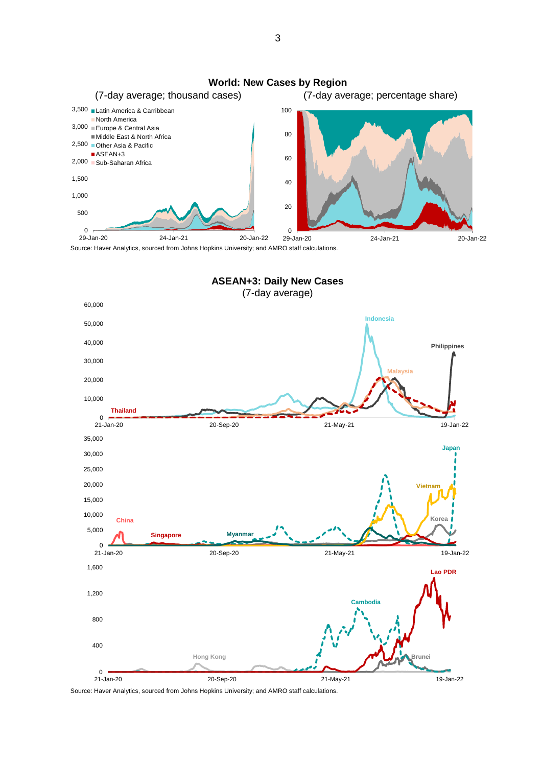**World: New Cases by Region**

(7-day average; thousand cases) (7-day average; percentage share)

Source: Haver Analytics, sourced from Johns Hopkins University; and AMRO staff calculations.

**ASEAN+3: Daily New Cases**

(7-day average)

Source: Haver Analytics, sourced from Johns Hopkins University; and AMRO staff calculations.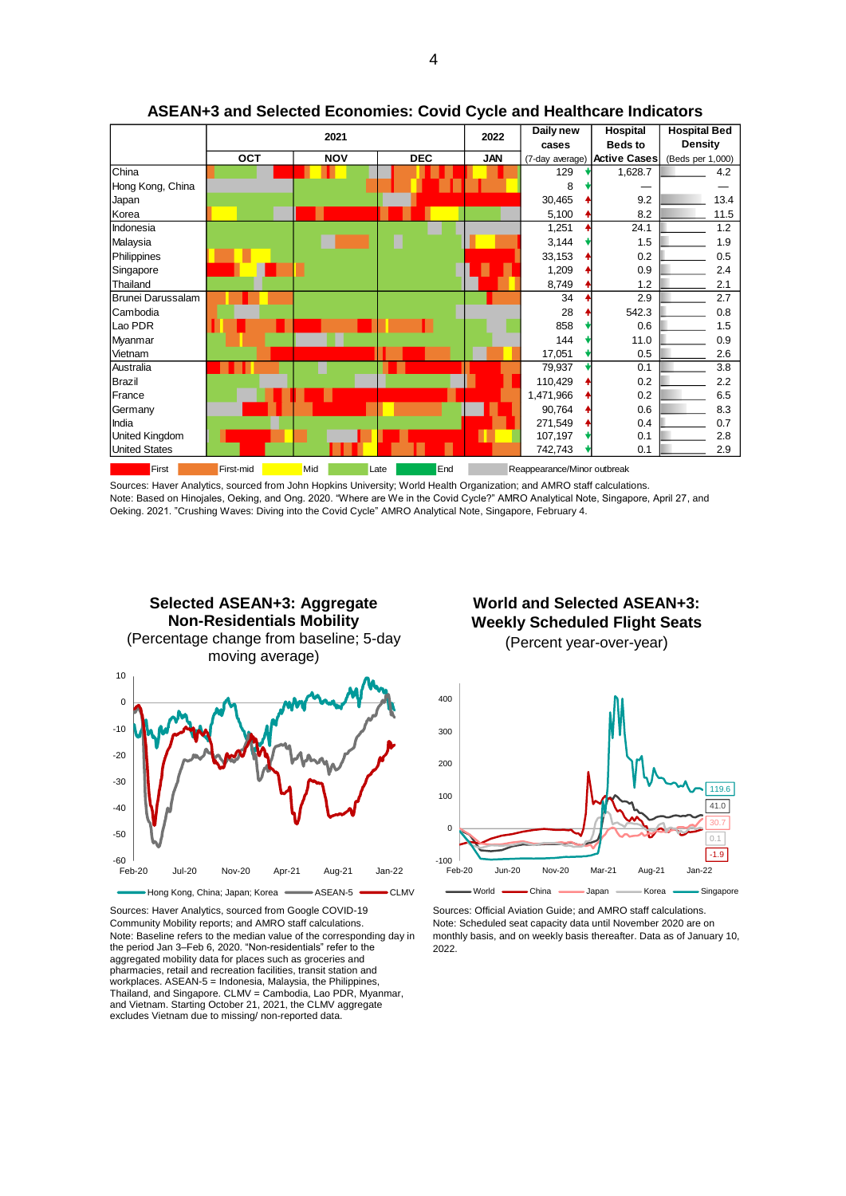## ASEAN+3 and Selected Economies: Covid Cycle and Healthcare Indicators

| | 2021 OCT | 2021 NOV | 2021 DEC | 2022 JAN | Daily new cases (7-day average) | Hospital Beds to Active Cases | Hospital Bed Density (Beds per 1,000) |
|---|---|---|---|---|---|---|---|
| China | | | | | 129 | 1,628.7 | 4.2 |
| Hong Kong, China | | | | | 8 | — | — |
| Japan | | | | | 30,465 | 9.2 | 13.4 |
| Korea | | | | | 5,100 | 8.2 | 11.5 |
| Indonesia | | | | | 1,251 | 24.1 | 1.2 |
| Malaysia | | | | | 3,144 | 1.5 | 1.9 |
| Philippines | | | | | 33,153 | 0.2 | 0.5 |
| Singapore | | | | | 1,209 | 0.9 | 2.4 |
| Thailand | | | | | 8,749 | 1.2 | 2.1 |
| Brunei Darussalam | | | | | 34 | 2.9 | 2.7 |
| Cambodia | | | | | 28 | 542.3 | 0.8 |
| Lao PDR | | | | | 858 | 0.6 | 1.5 |
| Myanmar | | | | | 144 | 11.0 | 0.9 |
| Vietnam | | | | | 17,051 | 0.5 | 2.6 |
| Australia | | | | | 79,937 | 0.1 | 3.8 |
| Brazil | | | | | 110,429 | 0.2 | 2.2 |
| France | | | | | 1,471,966 | 0.2 | 6.5 |
| Germany | | | | | 90,764 | 0.6 | 8.3 |
| India | | | | | 271,549 | 0.4 | 0.7 |
| United Kingdom | | | | | 107,197 | 0.1 | 2.8 |
| United States | | | | | 742,743 | 0.1 | 2.9 |

First | First-mid | Mid | Late | End | Reappearance/Minor outbreak

Sources: Haver Analytics, sourced from John Hopkins University; World Health Organization; and AMRO staff calculations.
Note: Based on Hinojales, Oeking, and Ong. 2020. "Where are We in the Covid Cycle?" AMRO Analytical Note, Singapore, April 27, and Oeking. 2021. "Crushing Waves: Diving into the Covid Cycle" AMRO Analytical Note, Singapore, February 4.

### Selected ASEAN+3: Aggregate Non-Residentials Mobility
(Percentage change from baseline; 5-day moving average)

10
0
-10
-20
-30
-40
-50
-60
Feb-20 Jul-20 Nov-20 Apr-21 Aug-21 Jan-22

Hong Kong, China; Japan; Korea — ASEAN-5 — CLMV

Sources: Haver Analytics, sourced from Google COVID-19 Community Mobility reports; and AMRO staff calculations.
Note: Baseline refers to the median value of the corresponding day in the period Jan 3–Feb 6, 2020. "Non-residentials" refer to the aggregated mobility data for places such as groceries and pharmacies, retail and recreation facilities, transit station and workplaces. ASEAN-5 = Indonesia, Malaysia, the Philippines, Thailand, and Singapore. CLMV = Cambodia, Lao PDR, Myanmar, and Vietnam. Starting October 21, 2021, the CLMV aggregate excludes Vietnam due to missing/ non-reported data.

### World and Selected ASEAN+3: Weekly Scheduled Flight Seats
(Percent year-over-year)

400
300
200
100
0
-100
Feb-20 Jun-20 Nov-20 Mar-21 Aug-21 Jan-22

119.6
41.0
30.7
0.1
-1.9

World — China — Japan — Korea — Singapore

Sources: Official Aviation Guide; and AMRO staff calculations.
Note: Scheduled seat capacity data until November 2020 are on monthly basis, and on weekly basis thereafter. Data as of January 10, 2022.